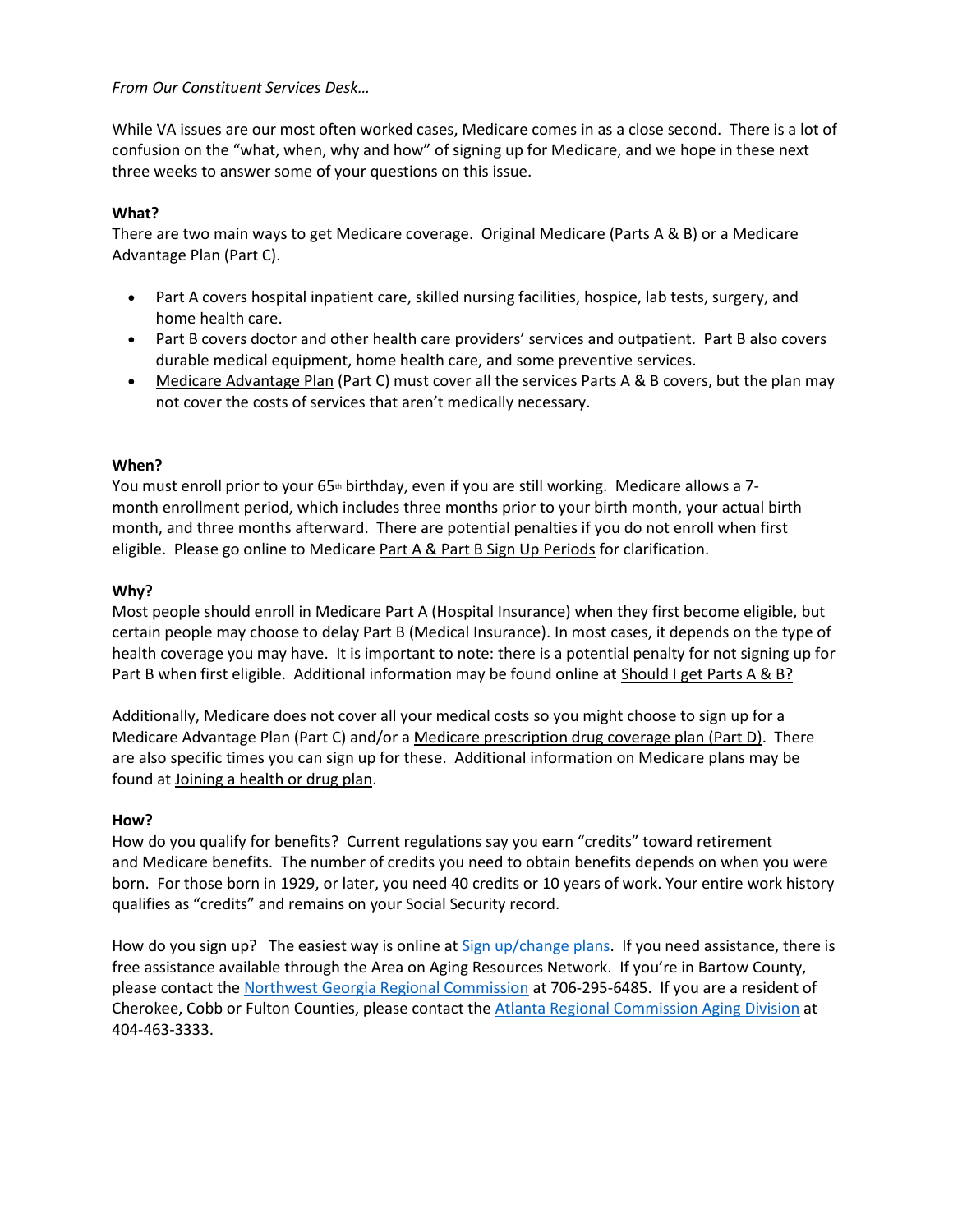*From Our Constituent Services Desk…*

While VA issues are our most often worked cases, Medicare comes in as a close second. There is a lot of confusion on the "what, when, why and how" of signing up for Medicare, and we hope in these next three weeks to answer some of your questions on this issue.

**What?**

There are two main ways to get Medicare coverage. Original Medicare (Parts A & B) or a Medicare Advantage Plan (Part C).

- Part A covers hospital inpatient care, skilled nursing facilities, hospice, lab tests, surgery, and home health care.
- Part B covers doctor and other health care providers' services and outpatient. Part B also covers durable medical equipment, home health care, and some preventive services.
- Medicare Advantage Plan (Part C) must cover all the services Parts A & B covers, but the plan may not cover the costs of services that aren't medically necessary.

**When?**

You must enroll prior to your 65th birthday, even if you are still working. Medicare allows a 7-month enrollment period, which includes three months prior to your birth month, your actual birth month, and three months afterward. There are potential penalties if you do not enroll when first eligible. Please go online to Medicare Part A & Part B Sign Up Periods for clarification.

**Why?**

Most people should enroll in Medicare Part A (Hospital Insurance) when they first become eligible, but certain people may choose to delay Part B (Medical Insurance). In most cases, it depends on the type of health coverage you may have. It is important to note: there is a potential penalty for not signing up for Part B when first eligible. Additional information may be found online at Should I get Parts A & B?

Additionally, Medicare does not cover all your medical costs so you might choose to sign up for a Medicare Advantage Plan (Part C) and/or a Medicare prescription drug coverage plan (Part D). There are also specific times you can sign up for these. Additional information on Medicare plans may be found at Joining a health or drug plan.

**How?**

How do you qualify for benefits? Current regulations say you earn "credits" toward retirement and Medicare benefits. The number of credits you need to obtain benefits depends on when you were born. For those born in 1929, or later, you need 40 credits or 10 years of work. Your entire work history qualifies as "credits" and remains on your Social Security record.

How do you sign up? The easiest way is online at Sign up/change plans. If you need assistance, there is free assistance available through the Area on Aging Resources Network. If you're in Bartow County, please contact the Northwest Georgia Regional Commission at 706-295-6485. If you are a resident of Cherokee, Cobb or Fulton Counties, please contact the Atlanta Regional Commission Aging Division at 404-463-3333.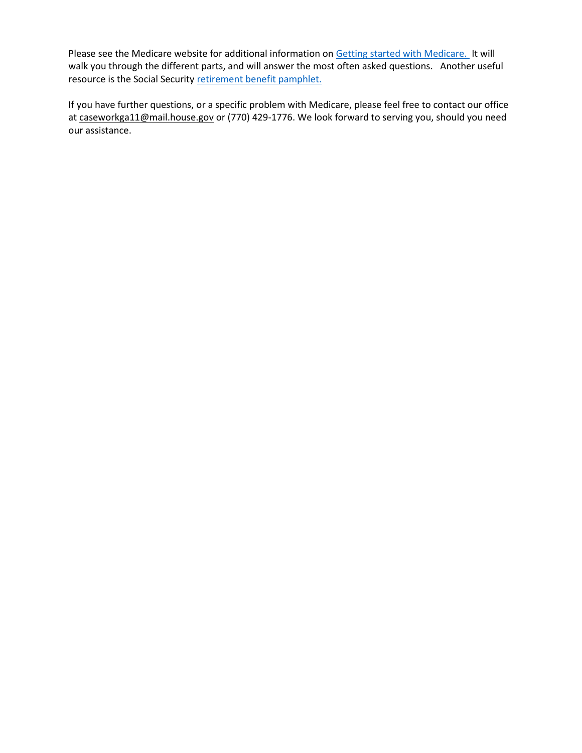Please see the Medicare website for additional information on Getting started with Medicare. It will walk you through the different parts, and will answer the most often asked questions. Another useful resource is the Social Security retirement benefit pamphlet.

If you have further questions, or a specific problem with Medicare, please feel free to contact our office at caseworkga11@mail.house.gov or (770) 429-1776. We look forward to serving you, should you need our assistance.